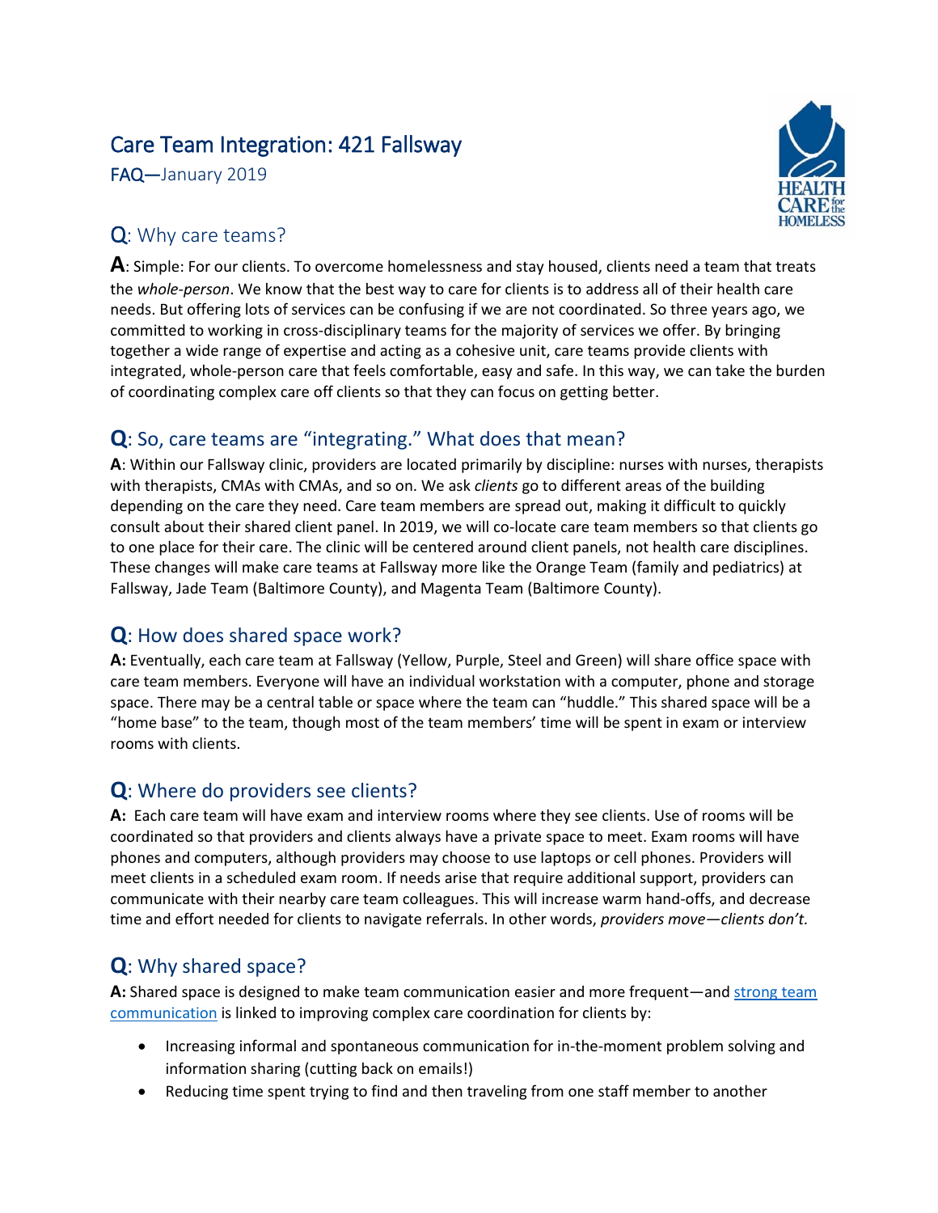# Care Team Integration: 421 Fallsway

FAQ—January 2019

## Q: Why care teams?

**A**: Simple: For our clients. To overcome homelessness and stay housed, clients need a team that treats the *whole-person*. We know that the best way to care for clients is to address all of their health care needs. But offering lots of services can be confusing if we are not coordinated. So three years ago, we committed to working in cross-disciplinary teams for the majority of services we offer. By bringing together a wide range of expertise and acting as a cohesive unit, care teams provide clients with integrated, whole-person care that feels comfortable, easy and safe. In this way, we can take the burden of coordinating complex care off clients so that they can focus on getting better.

## Q: So, care teams are "integrating." What does that mean?

**A**: Within our Fallsway clinic, providers are located primarily by discipline: nurses with nurses, therapists with therapists, CMAs with CMAs, and so on. We ask *clients* go to different areas of the building depending on the care they need. Care team members are spread out, making it difficult to quickly consult about their shared client panel. In 2019, we will co-locate care team members so that clients go to one place for their care. The clinic will be centered around client panels, not health care disciplines. These changes will make care teams at Fallsway more like the Orange Team (family and pediatrics) at Fallsway, Jade Team (Baltimore County), and Magenta Team (Baltimore County).

## Q: How does shared space work?

**A:** Eventually, each care team at Fallsway (Yellow, Purple, Steel and Green) will share office space with care team members. Everyone will have an individual workstation with a computer, phone and storage space. There may be a central table or space where the team can "huddle." This shared space will be a "home base" to the team, though most of the team members' time will be spent in exam or interview rooms with clients.

## Q: Where do providers see clients?

**A:** Each care team will have exam and interview rooms where they see clients. Use of rooms will be coordinated so that providers and clients always have a private space to meet. Exam rooms will have phones and computers, although providers may choose to use laptops or cell phones. Providers will meet clients in a scheduled exam room. If needs arise that require additional support, providers can communicate with their nearby care team colleagues. This will increase warm hand-offs, and decrease time and effort needed for clients to navigate referrals. In other words, *providers move—clients don't.*

## Q: Why shared space?

**A:** Shared space is designed to make team communication easier and more frequent—and strong team communication is linked to improving complex care coordination for clients by:

- Increasing informal and spontaneous communication for in-the-moment problem solving and information sharing (cutting back on emails!)
- Reducing time spent trying to find and then traveling from one staff member to another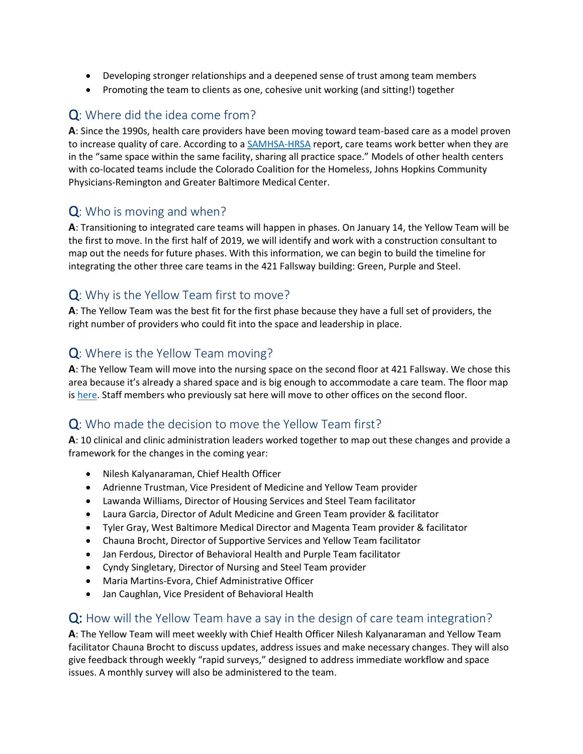- Developing stronger relationships and a deepened sense of trust among team members
- Promoting the team to clients as one, cohesive unit working (and sitting!) together

## Q: Where did the idea come from?

**A**: Since the 1990s, health care providers have been moving toward team-based care as a model proven to increase quality of care. According to a SAMHSA-HRSA report, care teams work better when they are in the "same space within the same facility, sharing all practice space." Models of other health centers with co-located teams include the Colorado Coalition for the Homeless, Johns Hopkins Community Physicians-Remington and Greater Baltimore Medical Center.

## Q: Who is moving and when?

**A**: Transitioning to integrated care teams will happen in phases. On January 14, the Yellow Team will be the first to move. In the first half of 2019, we will identify and work with a construction consultant to map out the needs for future phases. With this information, we can begin to build the timeline for integrating the other three care teams in the 421 Fallsway building: Green, Purple and Steel.

## Q: Why is the Yellow Team first to move?

**A**: The Yellow Team was the best fit for the first phase because they have a full set of providers, the right number of providers who could fit into the space and leadership in place.

## Q: Where is the Yellow Team moving?

**A**: The Yellow Team will move into the nursing space on the second floor at 421 Fallsway. We chose this area because it's already a shared space and is big enough to accommodate a care team. The floor map is here. Staff members who previously sat here will move to other offices on the second floor.

## Q: Who made the decision to move the Yellow Team first?

**A**: 10 clinical and clinic administration leaders worked together to map out these changes and provide a framework for the changes in the coming year:

- Nilesh Kalyanaraman, Chief Health Officer
- Adrienne Trustman, Vice President of Medicine and Yellow Team provider
- Lawanda Williams, Director of Housing Services and Steel Team facilitator
- Laura Garcia, Director of Adult Medicine and Green Team provider & facilitator
- Tyler Gray, West Baltimore Medical Director and Magenta Team provider & facilitator
- Chauna Brocht, Director of Supportive Services and Yellow Team facilitator
- Jan Ferdous, Director of Behavioral Health and Purple Team facilitator
- Cyndy Singletary, Director of Nursing and Steel Team provider
- Maria Martins-Evora, Chief Administrative Officer
- Jan Caughlan, Vice President of Behavioral Health

## Q: How will the Yellow Team have a say in the design of care team integration?

**A**: The Yellow Team will meet weekly with Chief Health Officer Nilesh Kalyanaraman and Yellow Team facilitator Chauna Brocht to discuss updates, address issues and make necessary changes. They will also give feedback through weekly "rapid surveys," designed to address immediate workflow and space issues. A monthly survey will also be administered to the team.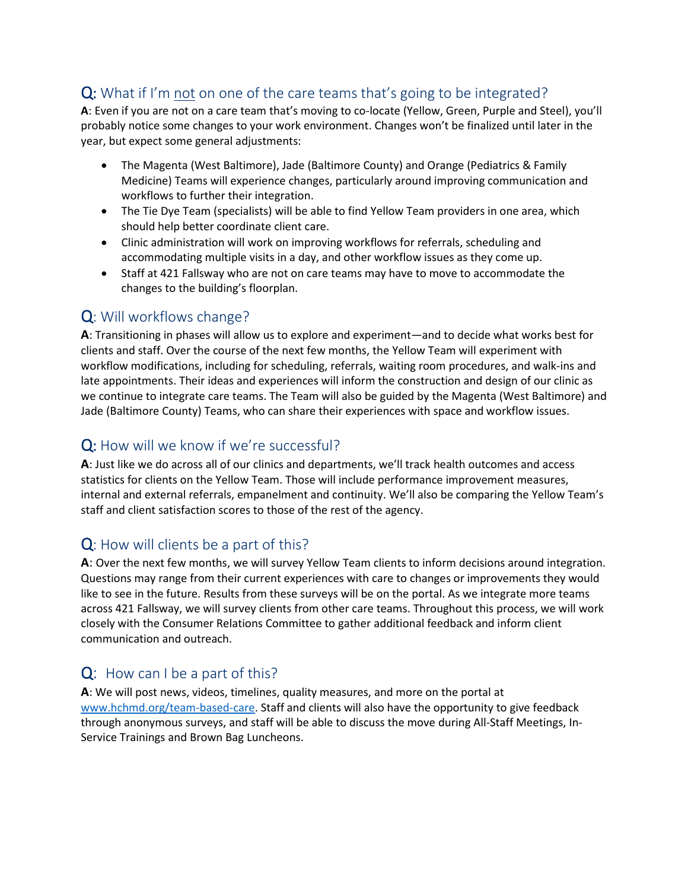## Q: What if I'm not on one of the care teams that's going to be integrated?

**A**: Even if you are not on a care team that's moving to co-locate (Yellow, Green, Purple and Steel), you'll probably notice some changes to your work environment. Changes won't be finalized until later in the year, but expect some general adjustments:

- The Magenta (West Baltimore), Jade (Baltimore County) and Orange (Pediatrics & Family Medicine) Teams will experience changes, particularly around improving communication and workflows to further their integration.
- The Tie Dye Team (specialists) will be able to find Yellow Team providers in one area, which should help better coordinate client care.
- Clinic administration will work on improving workflows for referrals, scheduling and accommodating multiple visits in a day, and other workflow issues as they come up.
- Staff at 421 Fallsway who are not on care teams may have to move to accommodate the changes to the building's floorplan.

## Q: Will workflows change?

**A**: Transitioning in phases will allow us to explore and experiment—and to decide what works best for clients and staff. Over the course of the next few months, the Yellow Team will experiment with workflow modifications, including for scheduling, referrals, waiting room procedures, and walk-ins and late appointments. Their ideas and experiences will inform the construction and design of our clinic as we continue to integrate care teams. The Team will also be guided by the Magenta (West Baltimore) and Jade (Baltimore County) Teams, who can share their experiences with space and workflow issues.

## Q: How will we know if we're successful?

**A**: Just like we do across all of our clinics and departments, we'll track health outcomes and access statistics for clients on the Yellow Team. Those will include performance improvement measures, internal and external referrals, empanelment and continuity. We'll also be comparing the Yellow Team's staff and client satisfaction scores to those of the rest of the agency.

## Q: How will clients be a part of this?

**A**: Over the next few months, we will survey Yellow Team clients to inform decisions around integration. Questions may range from their current experiences with care to changes or improvements they would like to see in the future. Results from these surveys will be on the portal. As we integrate more teams across 421 Fallsway, we will survey clients from other care teams. Throughout this process, we will work closely with the Consumer Relations Committee to gather additional feedback and inform client communication and outreach.

## Q: How can I be a part of this?

**A**: We will post news, videos, timelines, quality measures, and more on the portal at [www.hchmd.org/team-based-care](http://www.hchmd.org/team-based-care). Staff and clients will also have the opportunity to give feedback through anonymous surveys, and staff will be able to discuss the move during All-Staff Meetings, In-Service Trainings and Brown Bag Luncheons.